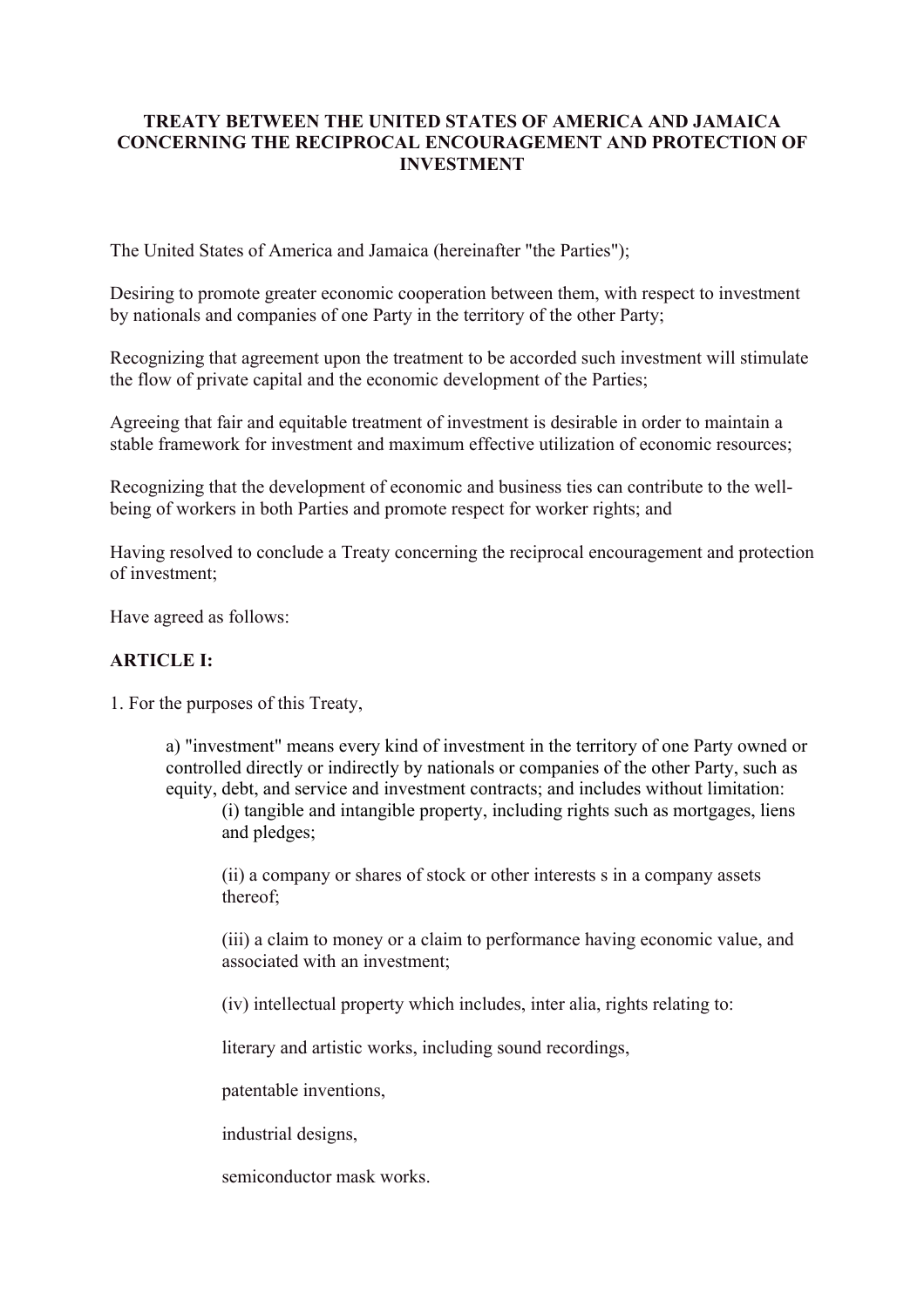**TREATY BETWEEN THE UNITED STATES OF AMERICA AND JAMAICA CONCERNING THE RECIPROCAL ENCOURAGEMENT AND PROTECTION OF INVESTMENT**

The United States of America and Jamaica (hereinafter "the Parties");

Desiring to promote greater economic cooperation between them, with respect to investment by nationals and companies of one Party in the territory of the other Party;

Recognizing that agreement upon the treatment to be accorded such investment will stimulate the flow of private capital and the economic development of the Parties;

Agreeing that fair and equitable treatment of investment is desirable in order to maintain a stable framework for investment and maximum effective utilization of economic resources;

Recognizing that the development of economic and business ties can contribute to the well-being of workers in both Parties and promote respect for worker rights; and

Having resolved to conclude a Treaty concerning the reciprocal encouragement and protection of investment;

Have agreed as follows:

**ARTICLE I:**

1. For the purposes of this Treaty,

a) "investment" means every kind of investment in the territory of one Party owned or controlled directly or indirectly by nationals or companies of the other Party, such as equity, debt, and service and investment contracts; and includes without limitation:

(i) tangible and intangible property, including rights such as mortgages, liens and pledges;

(ii) a company or shares of stock or other interests s in a company assets thereof;

(iii) a claim to money or a claim to performance having economic value, and associated with an investment;

(iv) intellectual property which includes, inter alia, rights relating to:

literary and artistic works, including sound recordings,

patentable inventions,

industrial designs,

semiconductor mask works.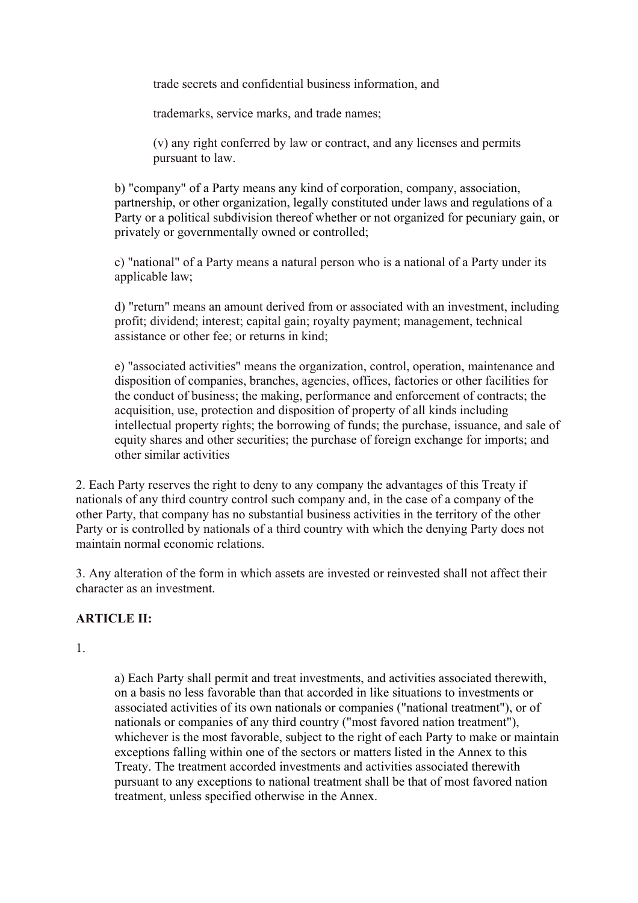trade secrets and confidential business information, and

trademarks, service marks, and trade names;

(v) any right conferred by law or contract, and any licenses and permits pursuant to law.

b) "company" of a Party means any kind of corporation, company, association, partnership, or other organization, legally constituted under laws and regulations of a Party or a political subdivision thereof whether or not organized for pecuniary gain, or privately or governmentally owned or controlled;

c) "national" of a Party means a natural person who is a national of a Party under its applicable law;

d) "return" means an amount derived from or associated with an investment, including profit; dividend; interest; capital gain; royalty payment; management, technical assistance or other fee; or returns in kind;

e) "associated activities" means the organization, control, operation, maintenance and disposition of companies, branches, agencies, offices, factories or other facilities for the conduct of business; the making, performance and enforcement of contracts; the acquisition, use, protection and disposition of property of all kinds including intellectual property rights; the borrowing of funds; the purchase, issuance, and sale of equity shares and other securities; the purchase of foreign exchange for imports; and other similar activities

2. Each Party reserves the right to deny to any company the advantages of this Treaty if nationals of any third country control such company and, in the case of a company of the other Party, that company has no substantial business activities in the territory of the other Party or is controlled by nationals of a third country with which the denying Party does not maintain normal economic relations.

3. Any alteration of the form in which assets are invested or reinvested shall not affect their character as an investment.

**ARTICLE II:**

1.

a) Each Party shall permit and treat investments, and activities associated therewith, on a basis no less favorable than that accorded in like situations to investments or associated activities of its own nationals or companies ("national treatment"), or of nationals or companies of any third country ("most favored nation treatment"), whichever is the most favorable, subject to the right of each Party to make or maintain exceptions falling within one of the sectors or matters listed in the Annex to this Treaty. The treatment accorded investments and activities associated therewith pursuant to any exceptions to national treatment shall be that of most favored nation treatment, unless specified otherwise in the Annex.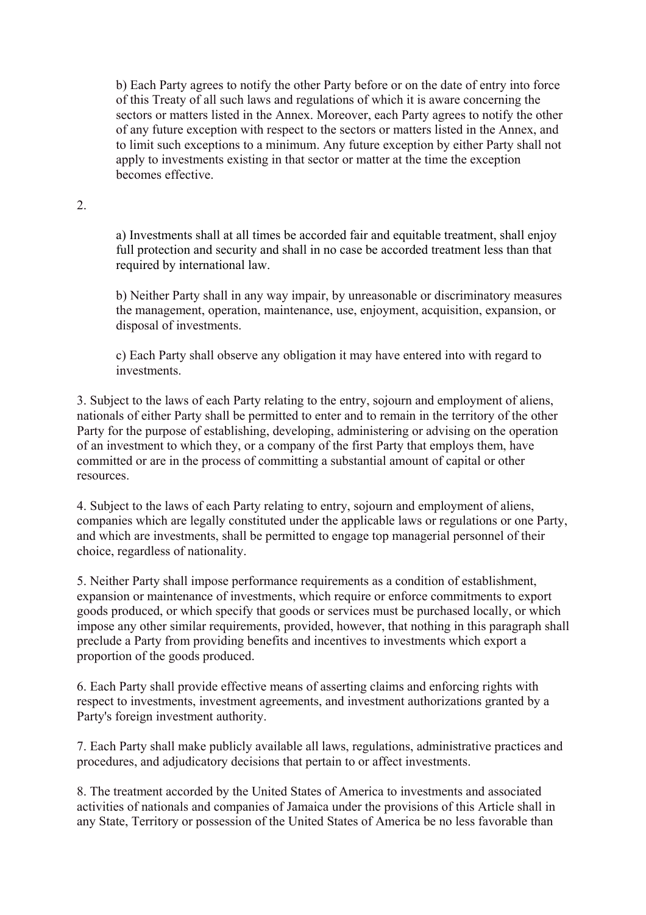b) Each Party agrees to notify the other Party before or on the date of entry into force of this Treaty of all such laws and regulations of which it is aware concerning the sectors or matters listed in the Annex. Moreover, each Party agrees to notify the other of any future exception with respect to the sectors or matters listed in the Annex, and to limit such exceptions to a minimum. Any future exception by either Party shall not apply to investments existing in that sector or matter at the time the exception becomes effective.

2.

a) Investments shall at all times be accorded fair and equitable treatment, shall enjoy full protection and security and shall in no case be accorded treatment less than that required by international law.

b) Neither Party shall in any way impair, by unreasonable or discriminatory measures the management, operation, maintenance, use, enjoyment, acquisition, expansion, or disposal of investments.

c) Each Party shall observe any obligation it may have entered into with regard to investments.

3. Subject to the laws of each Party relating to the entry, sojourn and employment of aliens, nationals of either Party shall be permitted to enter and to remain in the territory of the other Party for the purpose of establishing, developing, administering or advising on the operation of an investment to which they, or a company of the first Party that employs them, have committed or are in the process of committing a substantial amount of capital or other resources.

4. Subject to the laws of each Party relating to entry, sojourn and employment of aliens, companies which are legally constituted under the applicable laws or regulations or one Party, and which are investments, shall be permitted to engage top managerial personnel of their choice, regardless of nationality.

5. Neither Party shall impose performance requirements as a condition of establishment, expansion or maintenance of investments, which require or enforce commitments to export goods produced, or which specify that goods or services must be purchased locally, or which impose any other similar requirements, provided, however, that nothing in this paragraph shall preclude a Party from providing benefits and incentives to investments which export a proportion of the goods produced.

6. Each Party shall provide effective means of asserting claims and enforcing rights with respect to investments, investment agreements, and investment authorizations granted by a Party's foreign investment authority.

7. Each Party shall make publicly available all laws, regulations, administrative practices and procedures, and adjudicatory decisions that pertain to or affect investments.

8. The treatment accorded by the United States of America to investments and associated activities of nationals and companies of Jamaica under the provisions of this Article shall in any State, Territory or possession of the United States of America be no less favorable than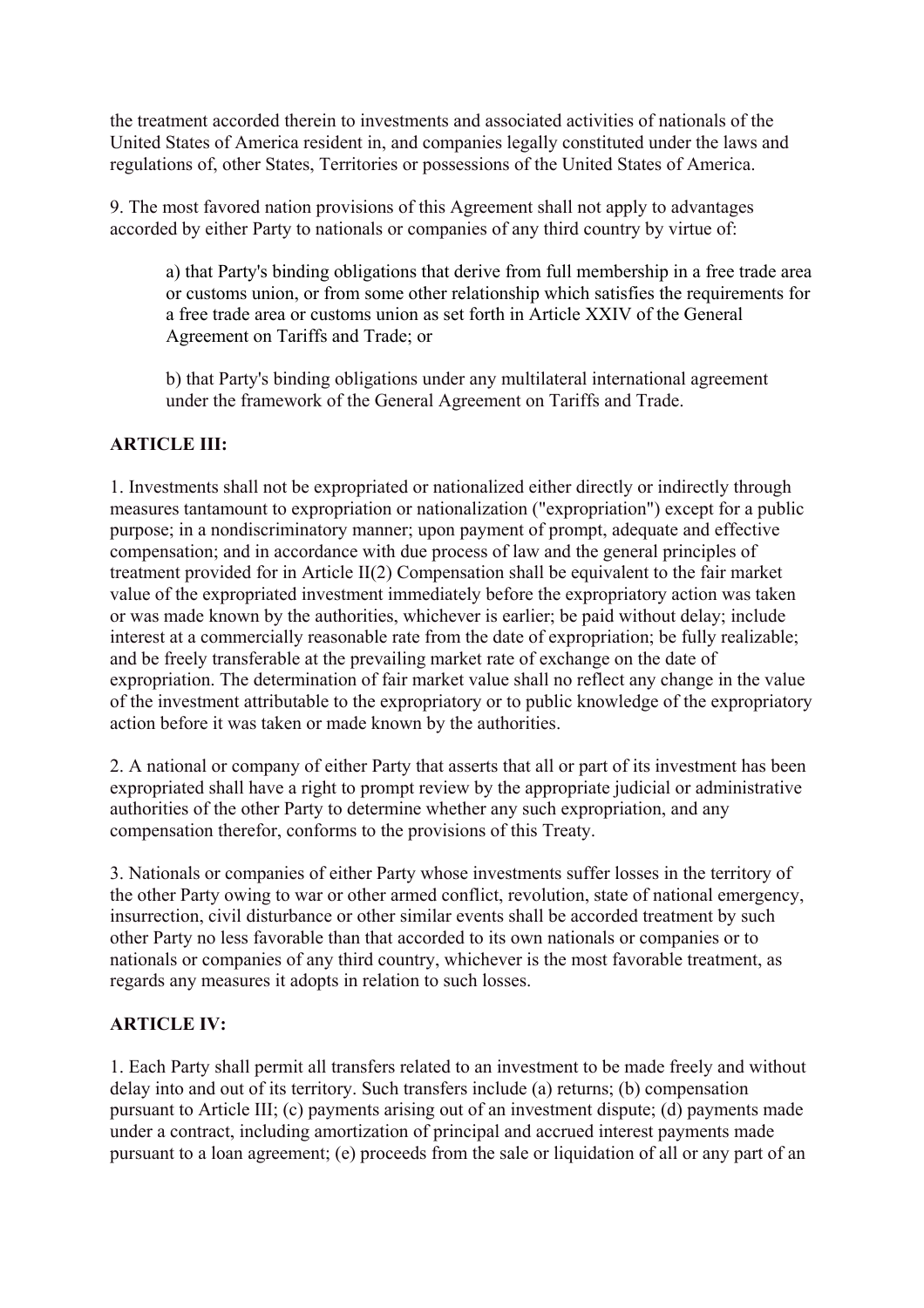the treatment accorded therein to investments and associated activities of nationals of the United States of America resident in, and companies legally constituted under the laws and regulations of, other States, Territories or possessions of the United States of America.

9. The most favored nation provisions of this Agreement shall not apply to advantages accorded by either Party to nationals or companies of any third country by virtue of:

> a) that Party's binding obligations that derive from full membership in a free trade area or customs union, or from some other relationship which satisfies the requirements for a free trade area or customs union as set forth in Article XXIV of the General Agreement on Tariffs and Trade; or
>
> b) that Party's binding obligations under any multilateral international agreement under the framework of the General Agreement on Tariffs and Trade.

**ARTICLE III:**

1. Investments shall not be expropriated or nationalized either directly or indirectly through measures tantamount to expropriation or nationalization ("expropriation") except for a public purpose; in a nondiscriminatory manner; upon payment of prompt, adequate and effective compensation; and in accordance with due process of law and the general principles of treatment provided for in Article II(2) Compensation shall be equivalent to the fair market value of the expropriated investment immediately before the expropriatory action was taken or was made known by the authorities, whichever is earlier; be paid without delay; include interest at a commercially reasonable rate from the date of expropriation; be fully realizable; and be freely transferable at the prevailing market rate of exchange on the date of expropriation. The determination of fair market value shall no reflect any change in the value of the investment attributable to the expropriatory or to public knowledge of the expropriatory action before it was taken or made known by the authorities.

2. A national or company of either Party that asserts that all or part of its investment has been expropriated shall have a right to prompt review by the appropriate judicial or administrative authorities of the other Party to determine whether any such expropriation, and any compensation therefor, conforms to the provisions of this Treaty.

3. Nationals or companies of either Party whose investments suffer losses in the territory of the other Party owing to war or other armed conflict, revolution, state of national emergency, insurrection, civil disturbance or other similar events shall be accorded treatment by such other Party no less favorable than that accorded to its own nationals or companies or to nationals or companies of any third country, whichever is the most favorable treatment, as regards any measures it adopts in relation to such losses.

**ARTICLE IV:**

1. Each Party shall permit all transfers related to an investment to be made freely and without delay into and out of its territory. Such transfers include (a) returns; (b) compensation pursuant to Article III; (c) payments arising out of an investment dispute; (d) payments made under a contract, including amortization of principal and accrued interest payments made pursuant to a loan agreement; (e) proceeds from the sale or liquidation of all or any part of an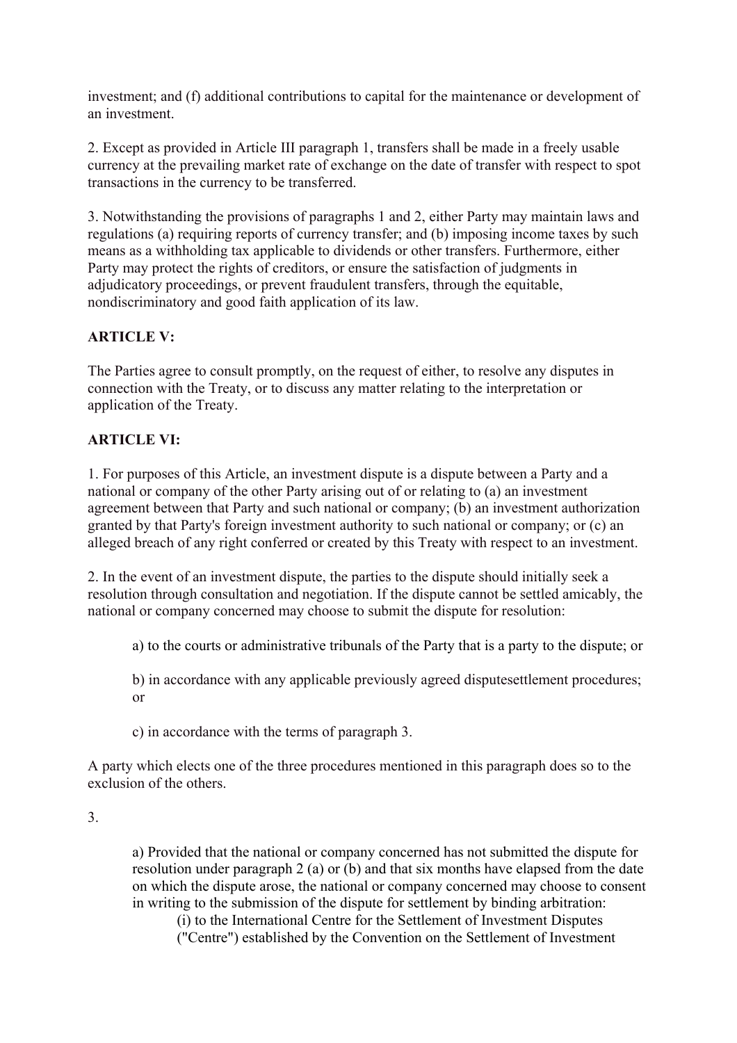investment; and (f) additional contributions to capital for the maintenance or development of an investment.

2. Except as provided in Article III paragraph 1, transfers shall be made in a freely usable currency at the prevailing market rate of exchange on the date of transfer with respect to spot transactions in the currency to be transferred.

3. Notwithstanding the provisions of paragraphs 1 and 2, either Party may maintain laws and regulations (a) requiring reports of currency transfer; and (b) imposing income taxes by such means as a withholding tax applicable to dividends or other transfers. Furthermore, either Party may protect the rights of creditors, or ensure the satisfaction of judgments in adjudicatory proceedings, or prevent fraudulent transfers, through the equitable, nondiscriminatory and good faith application of its law.

**ARTICLE V:**

The Parties agree to consult promptly, on the request of either, to resolve any disputes in connection with the Treaty, or to discuss any matter relating to the interpretation or application of the Treaty.

**ARTICLE VI:**

1. For purposes of this Article, an investment dispute is a dispute between a Party and a national or company of the other Party arising out of or relating to (a) an investment agreement between that Party and such national or company; (b) an investment authorization granted by that Party's foreign investment authority to such national or company; or (c) an alleged breach of any right conferred or created by this Treaty with respect to an investment.

2. In the event of an investment dispute, the parties to the dispute should initially seek a resolution through consultation and negotiation. If the dispute cannot be settled amicably, the national or company concerned may choose to submit the dispute for resolution:

> a) to the courts or administrative tribunals of the Party that is a party to the dispute; or
>
> b) in accordance with any applicable previously agreed disputesettlement procedures; or
>
> c) in accordance with the terms of paragraph 3.

A party which elects one of the three procedures mentioned in this paragraph does so to the exclusion of the others.

3.

> a) Provided that the national or company concerned has not submitted the dispute for resolution under paragraph 2 (a) or (b) and that six months have elapsed from the date on which the dispute arose, the national or company concerned may choose to consent in writing to the submission of the dispute for settlement by binding arbitration:
>
> > (i) to the International Centre for the Settlement of Investment Disputes ("Centre") established by the Convention on the Settlement of Investment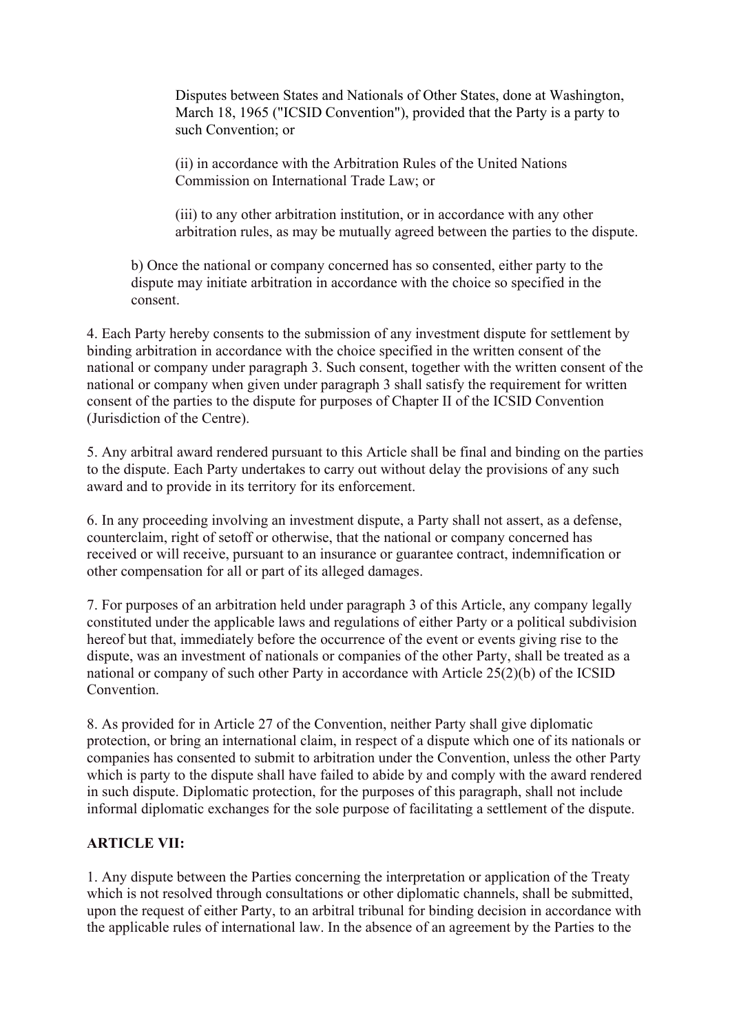Disputes between States and Nationals of Other States, done at Washington, March 18, 1965 ("ICSID Convention"), provided that the Party is a party to such Convention; or

(ii) in accordance with the Arbitration Rules of the United Nations Commission on International Trade Law; or

(iii) to any other arbitration institution, or in accordance with any other arbitration rules, as may be mutually agreed between the parties to the dispute.

b) Once the national or company concerned has so consented, either party to the dispute may initiate arbitration in accordance with the choice so specified in the consent.

4. Each Party hereby consents to the submission of any investment dispute for settlement by binding arbitration in accordance with the choice specified in the written consent of the national or company under paragraph 3. Such consent, together with the written consent of the national or company when given under paragraph 3 shall satisfy the requirement for written consent of the parties to the dispute for purposes of Chapter II of the ICSID Convention (Jurisdiction of the Centre).

5. Any arbitral award rendered pursuant to this Article shall be final and binding on the parties to the dispute. Each Party undertakes to carry out without delay the provisions of any such award and to provide in its territory for its enforcement.

6. In any proceeding involving an investment dispute, a Party shall not assert, as a defense, counterclaim, right of setoff or otherwise, that the national or company concerned has received or will receive, pursuant to an insurance or guarantee contract, indemnification or other compensation for all or part of its alleged damages.

7. For purposes of an arbitration held under paragraph 3 of this Article, any company legally constituted under the applicable laws and regulations of either Party or a political subdivision hereof but that, immediately before the occurrence of the event or events giving rise to the dispute, was an investment of nationals or companies of the other Party, shall be treated as a national or company of such other Party in accordance with Article 25(2)(b) of the ICSID Convention.

8. As provided for in Article 27 of the Convention, neither Party shall give diplomatic protection, or bring an international claim, in respect of a dispute which one of its nationals or companies has consented to submit to arbitration under the Convention, unless the other Party which is party to the dispute shall have failed to abide by and comply with the award rendered in such dispute. Diplomatic protection, for the purposes of this paragraph, shall not include informal diplomatic exchanges for the sole purpose of facilitating a settlement of the dispute.

**ARTICLE VII:**

1. Any dispute between the Parties concerning the interpretation or application of the Treaty which is not resolved through consultations or other diplomatic channels, shall be submitted, upon the request of either Party, to an arbitral tribunal for binding decision in accordance with the applicable rules of international law. In the absence of an agreement by the Parties to the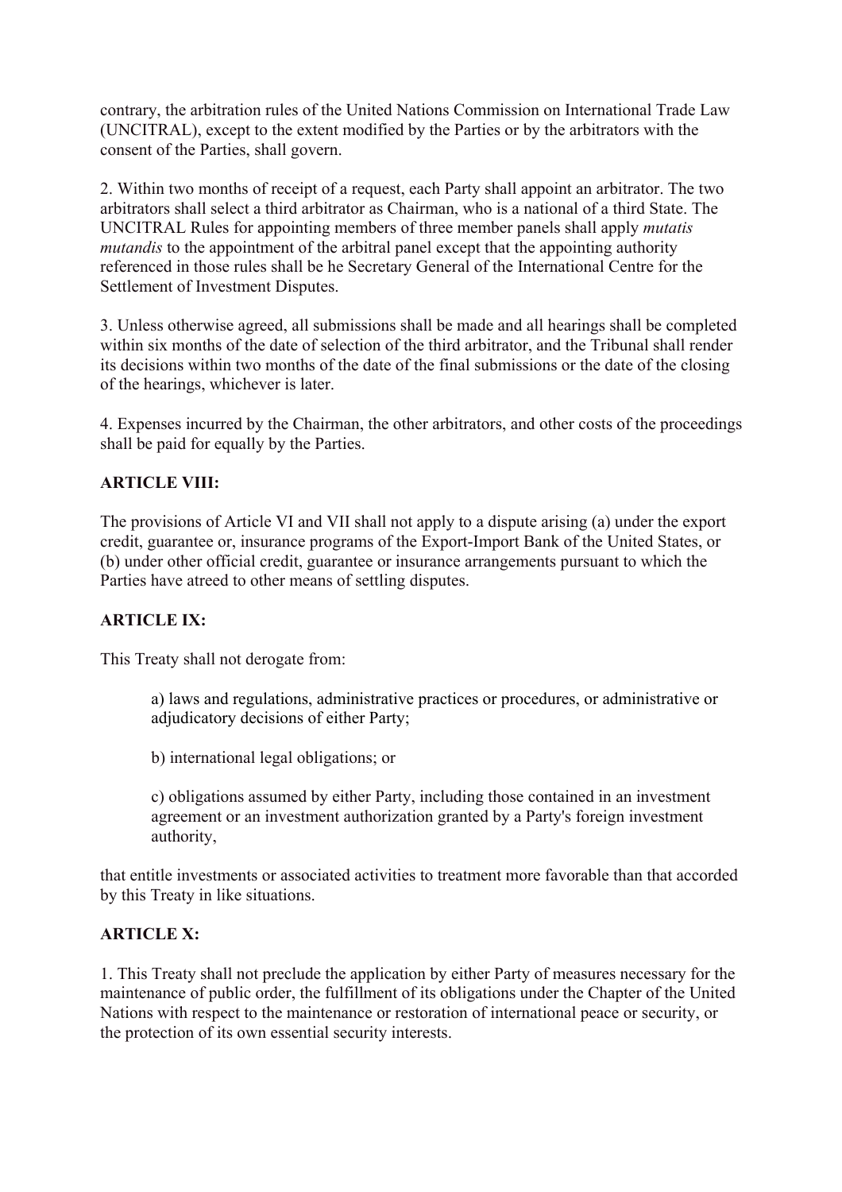contrary, the arbitration rules of the United Nations Commission on International Trade Law (UNCITRAL), except to the extent modified by the Parties or by the arbitrators with the consent of the Parties, shall govern.

2. Within two months of receipt of a request, each Party shall appoint an arbitrator. The two arbitrators shall select a third arbitrator as Chairman, who is a national of a third State. The UNCITRAL Rules for appointing members of three member panels shall apply *mutatis mutandis* to the appointment of the arbitral panel except that the appointing authority referenced in those rules shall be he Secretary General of the International Centre for the Settlement of Investment Disputes.

3. Unless otherwise agreed, all submissions shall be made and all hearings shall be completed within six months of the date of selection of the third arbitrator, and the Tribunal shall render its decisions within two months of the date of the final submissions or the date of the closing of the hearings, whichever is later.

4. Expenses incurred by the Chairman, the other arbitrators, and other costs of the proceedings shall be paid for equally by the Parties.

**ARTICLE VIII:**

The provisions of Article VI and VII shall not apply to a dispute arising (a) under the export credit, guarantee or, insurance programs of the Export-Import Bank of the United States, or (b) under other official credit, guarantee or insurance arrangements pursuant to which the Parties have atreed to other means of settling disputes.

**ARTICLE IX:**

This Treaty shall not derogate from:

> a) laws and regulations, administrative practices or procedures, or administrative or adjudicatory decisions of either Party;
>
> b) international legal obligations; or
>
> c) obligations assumed by either Party, including those contained in an investment agreement or an investment authorization granted by a Party's foreign investment authority,

that entitle investments or associated activities to treatment more favorable than that accorded by this Treaty in like situations.

**ARTICLE X:**

1. This Treaty shall not preclude the application by either Party of measures necessary for the maintenance of public order, the fulfillment of its obligations under the Chapter of the United Nations with respect to the maintenance or restoration of international peace or security, or the protection of its own essential security interests.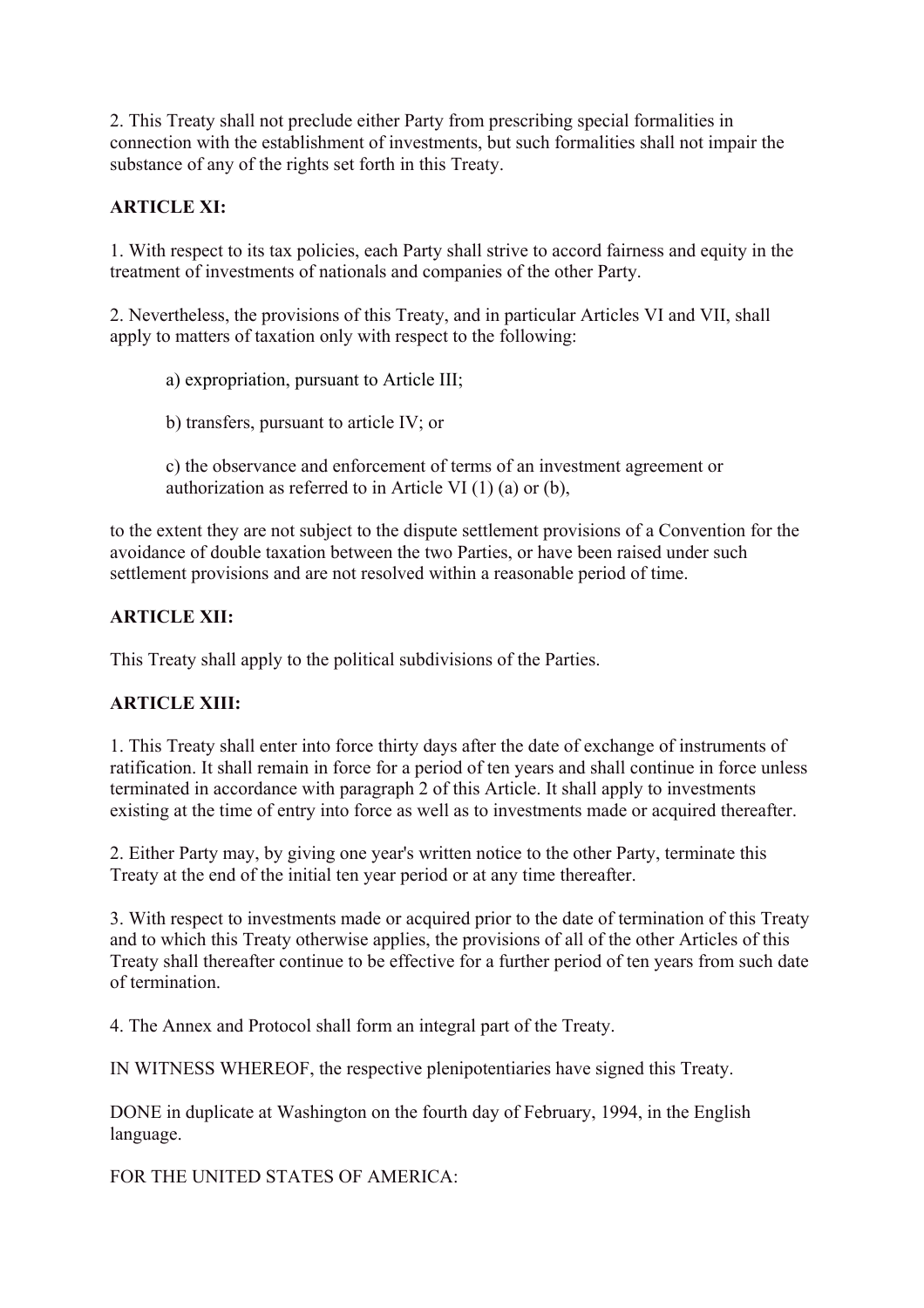2. This Treaty shall not preclude either Party from prescribing special formalities in connection with the establishment of investments, but such formalities shall not impair the substance of any of the rights set forth in this Treaty.

**ARTICLE XI:**

1. With respect to its tax policies, each Party shall strive to accord fairness and equity in the treatment of investments of nationals and companies of the other Party.

2. Nevertheless, the provisions of this Treaty, and in particular Articles VI and VII, shall apply to matters of taxation only with respect to the following:

   a) expropriation, pursuant to Article III;

   b) transfers, pursuant to article IV; or

   c) the observance and enforcement of terms of an investment agreement or authorization as referred to in Article VI (1) (a) or (b),

to the extent they are not subject to the dispute settlement provisions of a Convention for the avoidance of double taxation between the two Parties, or have been raised under such settlement provisions and are not resolved within a reasonable period of time.

**ARTICLE XII:**

This Treaty shall apply to the political subdivisions of the Parties.

**ARTICLE XIII:**

1. This Treaty shall enter into force thirty days after the date of exchange of instruments of ratification. It shall remain in force for a period of ten years and shall continue in force unless terminated in accordance with paragraph 2 of this Article. It shall apply to investments existing at the time of entry into force as well as to investments made or acquired thereafter.

2. Either Party may, by giving one year's written notice to the other Party, terminate this Treaty at the end of the initial ten year period or at any time thereafter.

3. With respect to investments made or acquired prior to the date of termination of this Treaty and to which this Treaty otherwise applies, the provisions of all of the other Articles of this Treaty shall thereafter continue to be effective for a further period of ten years from such date of termination.

4. The Annex and Protocol shall form an integral part of the Treaty.

IN WITNESS WHEREOF, the respective plenipotentiaries have signed this Treaty.

DONE in duplicate at Washington on the fourth day of February, 1994, in the English language.

FOR THE UNITED STATES OF AMERICA: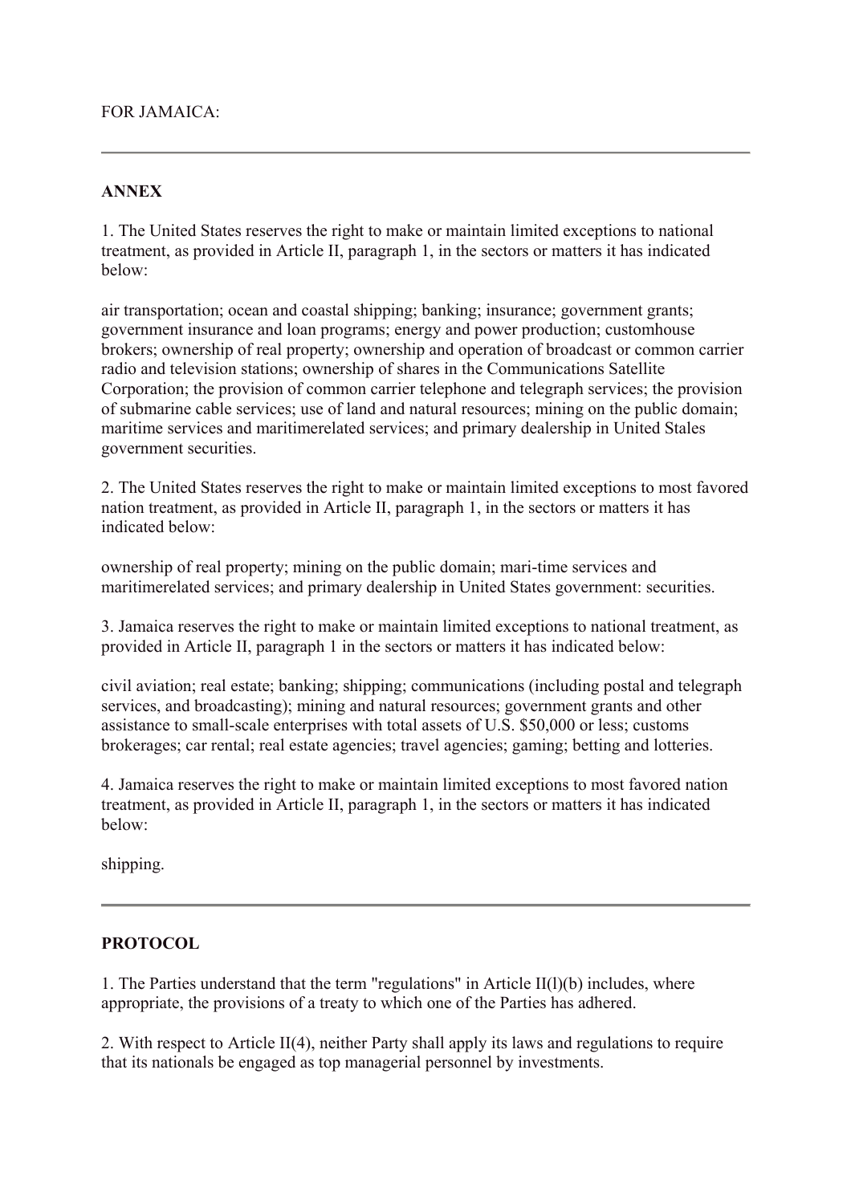FOR JAMAICA:

---

**ANNEX**

1. The United States reserves the right to make or maintain limited exceptions to national treatment, as provided in Article II, paragraph 1, in the sectors or matters it has indicated below:

air transportation; ocean and coastal shipping; banking; insurance; government grants; government insurance and loan programs; energy and power production; customhouse brokers; ownership of real property; ownership and operation of broadcast or common carrier radio and television stations; ownership of shares in the Communications Satellite Corporation; the provision of common carrier telephone and telegraph services; the provision of submarine cable services; use of land and natural resources; mining on the public domain; maritime services and maritimerelated services; and primary dealership in United Stales government securities.

2. The United States reserves the right to make or maintain limited exceptions to most favored nation treatment, as provided in Article II, paragraph 1, in the sectors or matters it has indicated below:

ownership of real property; mining on the public domain; mari-time services and maritimerelated services; and primary dealership in United States government: securities.

3. Jamaica reserves the right to make or maintain limited exceptions to national treatment, as provided in Article II, paragraph 1 in the sectors or matters it has indicated below:

civil aviation; real estate; banking; shipping; communications (including postal and telegraph services, and broadcasting); mining and natural resources; government grants and other assistance to small-scale enterprises with total assets of U.S. $50,000 or less; customs brokerages; car rental; real estate agencies; travel agencies; gaming; betting and lotteries.

4. Jamaica reserves the right to make or maintain limited exceptions to most favored nation treatment, as provided in Article II, paragraph 1, in the sectors or matters it has indicated below:

shipping.

---

**PROTOCOL**

1. The Parties understand that the term "regulations" in Article II(l)(b) includes, where appropriate, the provisions of a treaty to which one of the Parties has adhered.

2. With respect to Article II(4), neither Party shall apply its laws and regulations to require that its nationals be engaged as top managerial personnel by investments.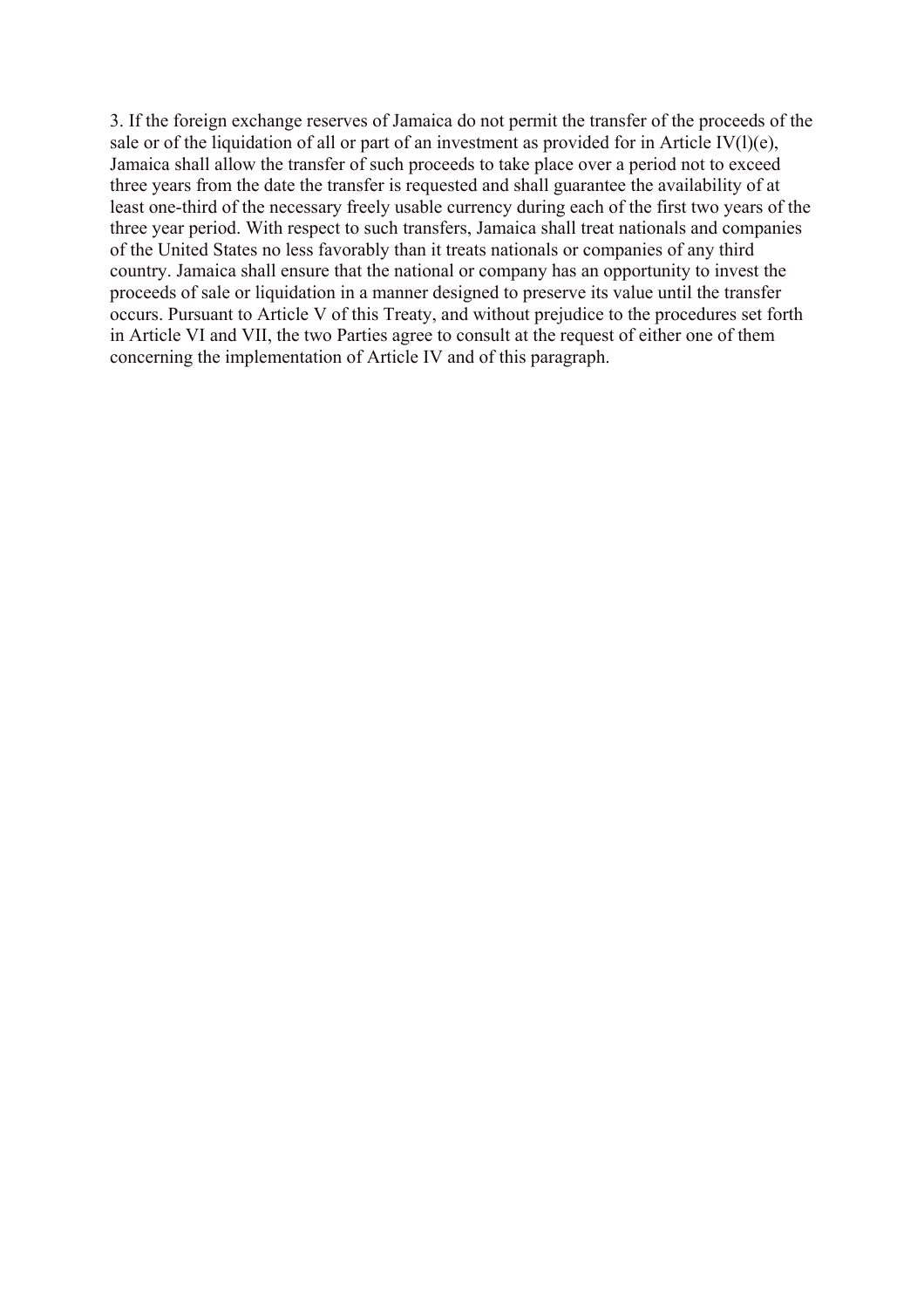3. If the foreign exchange reserves of Jamaica do not permit the transfer of the proceeds of the sale or of the liquidation of all or part of an investment as provided for in Article IV(l)(e), Jamaica shall allow the transfer of such proceeds to take place over a period not to exceed three years from the date the transfer is requested and shall guarantee the availability of at least one-third of the necessary freely usable currency during each of the first two years of the three year period. With respect to such transfers, Jamaica shall treat nationals and companies of the United States no less favorably than it treats nationals or companies of any third country. Jamaica shall ensure that the national or company has an opportunity to invest the proceeds of sale or liquidation in a manner designed to preserve its value until the transfer occurs. Pursuant to Article V of this Treaty, and without prejudice to the procedures set forth in Article VI and VII, the two Parties agree to consult at the request of either one of them concerning the implementation of Article IV and of this paragraph.